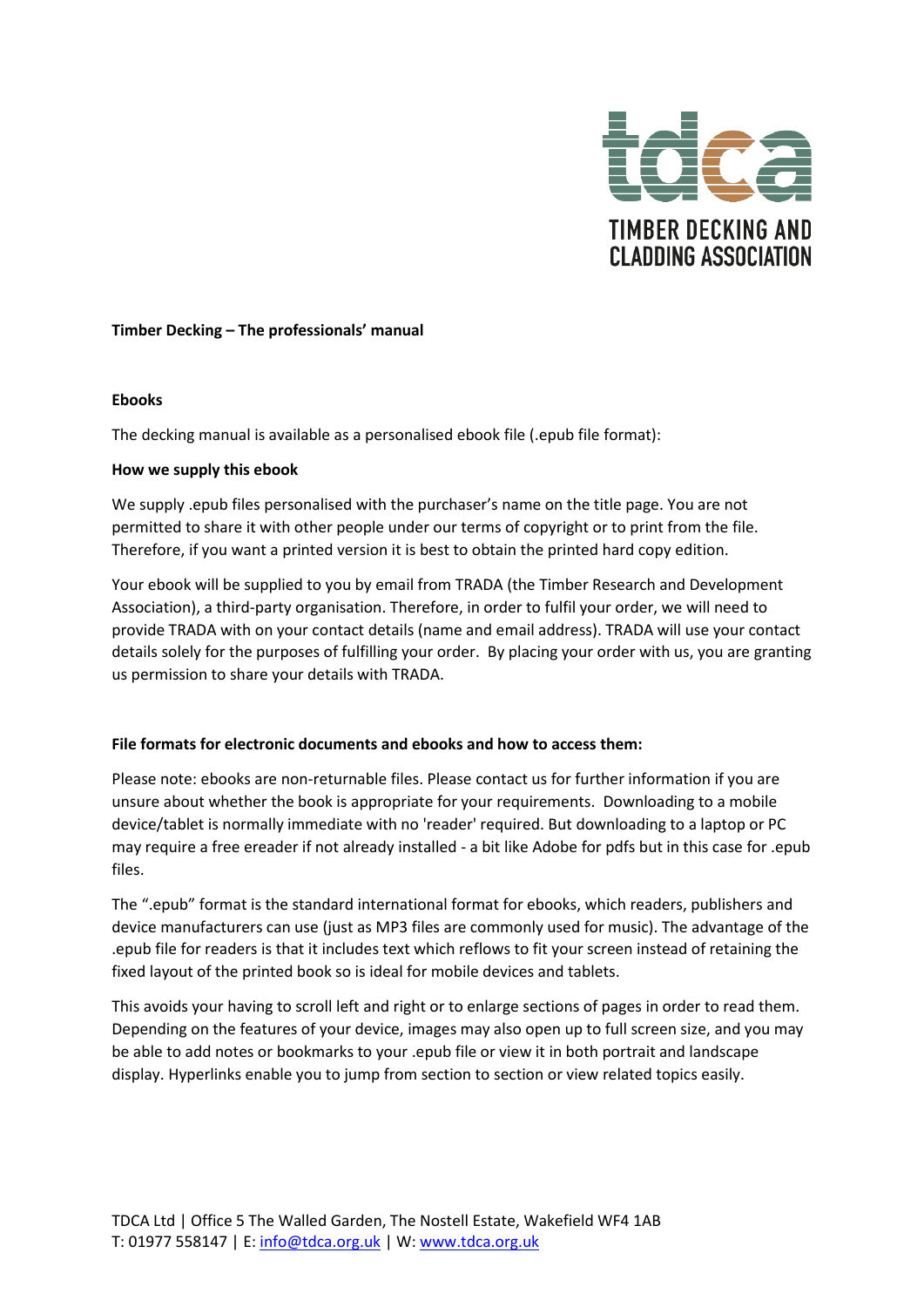**Timber Decking – The professionals' manual**

**Ebooks**

The decking manual is available as a personalised ebook file (.epub file format):

**How we supply this ebook**

We supply .epub files personalised with the purchaser's name on the title page. You are not permitted to share it with other people under our terms of copyright or to print from the file. Therefore, if you want a printed version it is best to obtain the printed hard copy edition.

Your ebook will be supplied to you by email from TRADA (the Timber Research and Development Association), a third-party organisation. Therefore, in order to fulfil your order, we will need to provide TRADA with on your contact details (name and email address). TRADA will use your contact details solely for the purposes of fulfilling your order. By placing your order with us, you are granting us permission to share your details with TRADA.

**File formats for electronic documents and ebooks and how to access them:**

Please note: ebooks are non-returnable files. Please contact us for further information if you are unsure about whether the book is appropriate for your requirements. Downloading to a mobile device/tablet is normally immediate with no 'reader' required. But downloading to a laptop or PC may require a free ereader if not already installed - a bit like Adobe for pdfs but in this case for .epub files.

The ".epub" format is the standard international format for ebooks, which readers, publishers and device manufacturers can use (just as MP3 files are commonly used for music). The advantage of the .epub file for readers is that it includes text which reflows to fit your screen instead of retaining the fixed layout of the printed book so is ideal for mobile devices and tablets.

This avoids your having to scroll left and right or to enlarge sections of pages in order to read them. Depending on the features of your device, images may also open up to full screen size, and you may be able to add notes or bookmarks to your .epub file or view it in both portrait and landscape display. Hyperlinks enable you to jump from section to section or view related topics easily.

TDCA Ltd | Office 5 The Walled Garden, The Nostell Estate, Wakefield WF4 1AB
T: 01977 558147 | E: info@tdca.org.uk | W: www.tdca.org.uk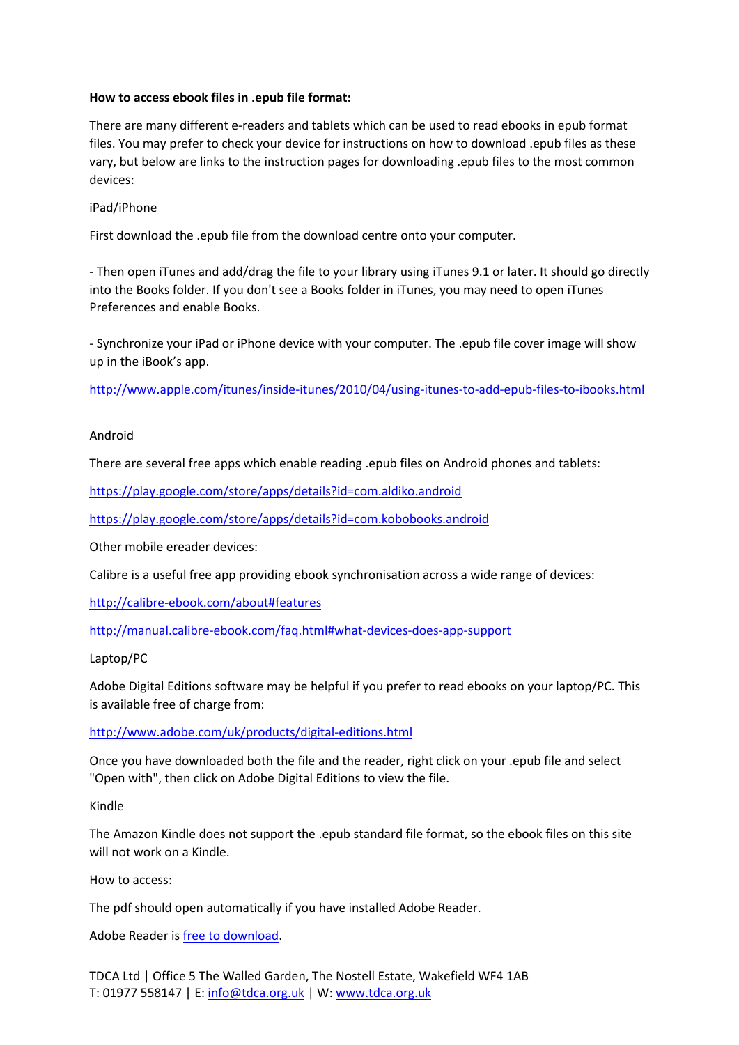**How to access ebook files in .epub file format:**

There are many different e-readers and tablets which can be used to read ebooks in epub format files. You may prefer to check your device for instructions on how to download .epub files as these vary, but below are links to the instruction pages for downloading .epub files to the most common devices:

iPad/iPhone

First download the .epub file from the download centre onto your computer.

- Then open iTunes and add/drag the file to your library using iTunes 9.1 or later. It should go directly into the Books folder. If you don't see a Books folder in iTunes, you may need to open iTunes Preferences and enable Books.

- Synchronize your iPad or iPhone device with your computer. The .epub file cover image will show up in the iBook's app.

http://www.apple.com/itunes/inside-itunes/2010/04/using-itunes-to-add-epub-files-to-ibooks.html

Android

There are several free apps which enable reading .epub files on Android phones and tablets:

https://play.google.com/store/apps/details?id=com.aldiko.android

https://play.google.com/store/apps/details?id=com.kobobooks.android

Other mobile ereader devices:

Calibre is a useful free app providing ebook synchronisation across a wide range of devices:

http://calibre-ebook.com/about#features

http://manual.calibre-ebook.com/faq.html#what-devices-does-app-support

Laptop/PC

Adobe Digital Editions software may be helpful if you prefer to read ebooks on your laptop/PC. This is available free of charge from:

http://www.adobe.com/uk/products/digital-editions.html

Once you have downloaded both the file and the reader, right click on your .epub file and select "Open with", then click on Adobe Digital Editions to view the file.

Kindle

The Amazon Kindle does not support the .epub standard file format, so the ebook files on this site will not work on a Kindle.

How to access:

The pdf should open automatically if you have installed Adobe Reader.

Adobe Reader is free to download.

TDCA Ltd | Office 5 The Walled Garden, The Nostell Estate, Wakefield WF4 1AB
T: 01977 558147 | E: info@tdca.org.uk | W: www.tdca.org.uk